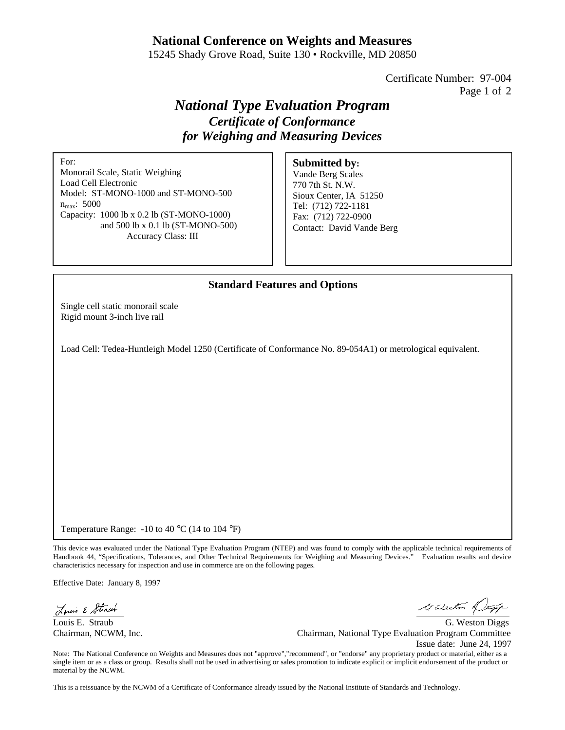# National Conference on Weights and Measures

15245 Shady Grove Road, Suite 130 • Rockville, MD 20850

Certificate Number: 97-004

## *National Type Evaluation Program*

### *Certificate of Conformance for Weighing and Measuring Devices*

For:
Monorail Scale, Static Weighing
Load Cell Electronic
Model: ST-MONO-1000 and ST-MONO-500
$n_{max}$: 5000
Capacity: 1000 lb x 0.2 lb (ST-MONO-1000) and 500 lb x 0.1 lb (ST-MONO-500)
Accuracy Class: III

**Submitted by:**
Vande Berg Scales
770 7th St. N.W.
Sioux Center, IA 51250
Tel: (712) 722-1181
Fax: (712) 722-0900
Contact: David Vande Berg

### Standard Features and Options

Single cell static monorail scale
Rigid mount 3-inch live rail

Load Cell: Tedea-Huntleigh Model 1250 (Certificate of Conformance No. 89-054A1) or metrological equivalent.

Temperature Range: -10 to 40 °C (14 to 104 °F)

This device was evaluated under the National Type Evaluation Program (NTEP) and was found to comply with the applicable technical requirements of Handbook 44, "Specifications, Tolerances, and Other Technical Requirements for Weighing and Measuring Devices." Evaluation results and device characteristics necessary for inspection and use in commerce are on the following pages.

Effective Date: January 8, 1997

Louis E. Straub
Chairman, NCWM, Inc.

G. Weston Diggs
Chairman, National Type Evaluation Program Committee
Issue date: June 24, 1997

Note: The National Conference on Weights and Measures does not "approve","recommend", or "endorse" any proprietary product or material, either as a single item or as a class or group. Results shall not be used in advertising or sales promotion to indicate explicit or implicit endorsement of the product or material by the NCWM.

This is a reissuance by the NCWM of a Certificate of Conformance already issued by the National Institute of Standards and Technology.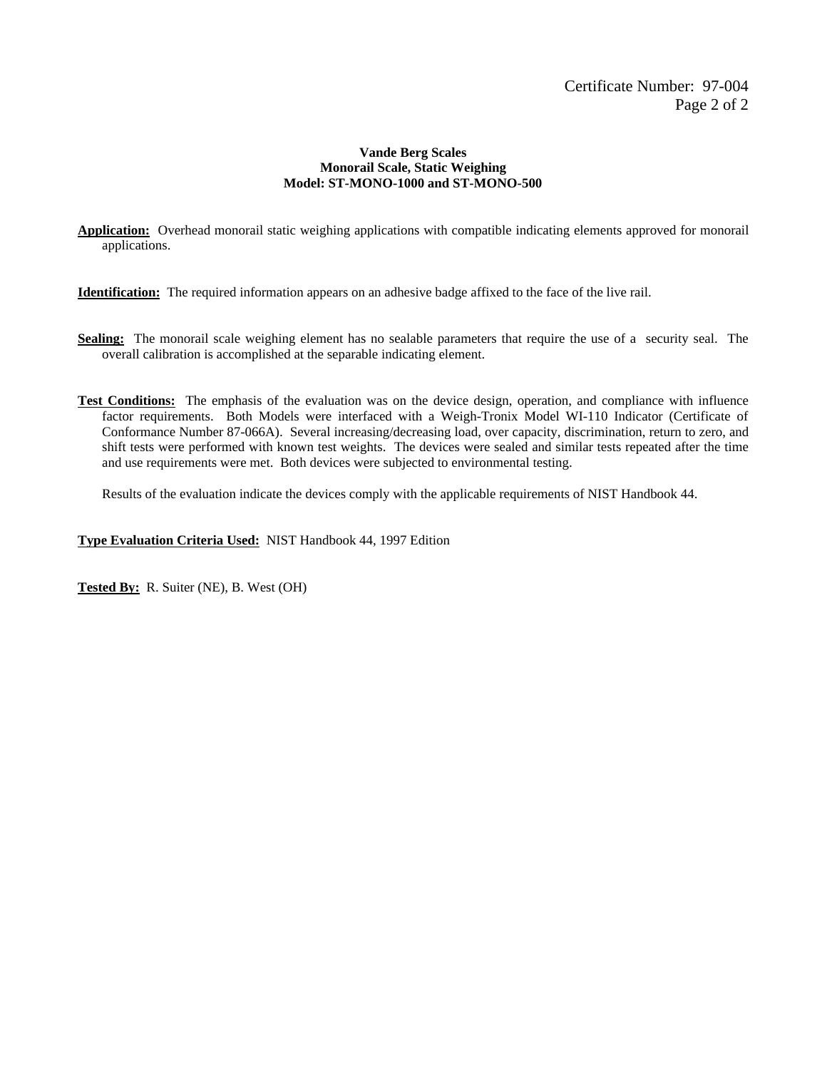**Vande Berg Scales**
**Monorail Scale, Static Weighing**
**Model: ST-MONO-1000 and ST-MONO-500**

**Application:** Overhead monorail static weighing applications with compatible indicating elements approved for monorail applications.

**Identification:** The required information appears on an adhesive badge affixed to the face of the live rail.

**Sealing:** The monorail scale weighing element has no sealable parameters that require the use of a security seal. The overall calibration is accomplished at the separable indicating element.

**Test Conditions:** The emphasis of the evaluation was on the device design, operation, and compliance with influence factor requirements. Both Models were interfaced with a Weigh-Tronix Model WI-110 Indicator (Certificate of Conformance Number 87-066A). Several increasing/decreasing load, over capacity, discrimination, return to zero, and shift tests were performed with known test weights. The devices were sealed and similar tests repeated after the time and use requirements were met. Both devices were subjected to environmental testing.

Results of the evaluation indicate the devices comply with the applicable requirements of NIST Handbook 44.

**Type Evaluation Criteria Used:** NIST Handbook 44, 1997 Edition

**Tested By:** R. Suiter (NE), B. West (OH)